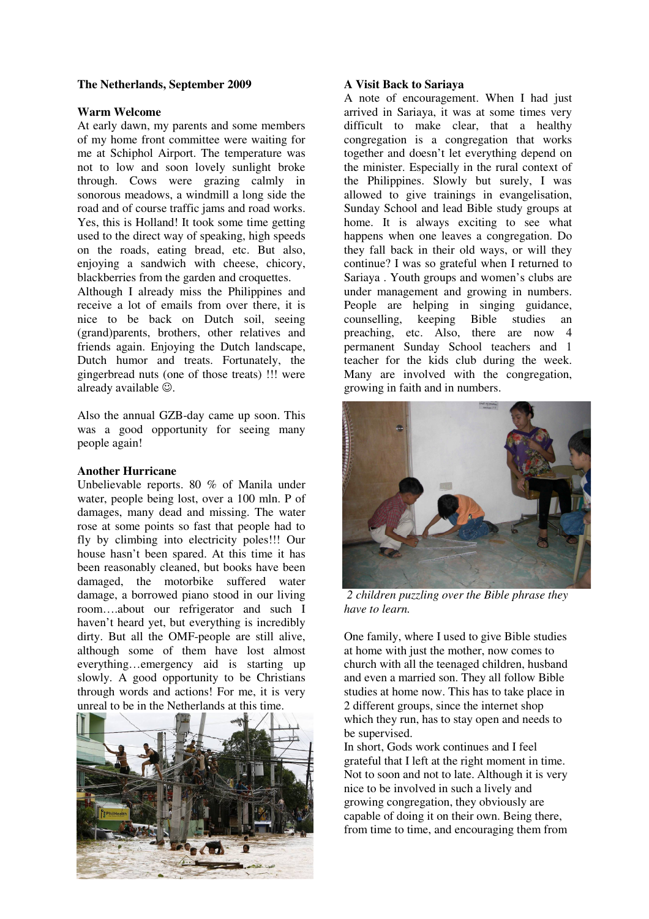**The Netherlands, September 2009**

**Warm Welcome**

At early dawn, my parents and some members of my home front committee were waiting for me at Schiphol Airport. The temperature was not to low and soon lovely sunlight broke through. Cows were grazing calmly in sonorous meadows, a windmill a long side the road and of course traffic jams and road works. Yes, this is Holland! It took some time getting used to the direct way of speaking, high speeds on the roads, eating bread, etc. But also, enjoying a sandwich with cheese, chicory, blackberries from the garden and croquettes.

Although I already miss the Philippines and receive a lot of emails from over there, it is nice to be back on Dutch soil, seeing (grand)parents, brothers, other relatives and friends again. Enjoying the Dutch landscape, Dutch humor and treats. Fortunately, the gingerbread nuts (one of those treats) !!! were already available ☺.

Also the annual GZB-day came up soon. This was a good opportunity for seeing many people again!

**Another Hurricane**

Unbelievable reports. 80 % of Manila under water, people being lost, over a 100 mln. P of damages, many dead and missing. The water rose at some points so fast that people had to fly by climbing into electricity poles!!! Our house hasn't been spared. At this time it has been reasonably cleaned, but books have been damaged, the motorbike suffered water damage, a borrowed piano stood in our living room….about our refrigerator and such I haven't heard yet, but everything is incredibly dirty. But all the OMF-people are still alive, although some of them have lost almost everything…emergency aid is starting up slowly. A good opportunity to be Christians through words and actions! For me, it is very unreal to be in the Netherlands at this time.

**A Visit Back to Sariaya**

A note of encouragement. When I had just arrived in Sariaya, it was at some times very difficult to make clear, that a healthy congregation is a congregation that works together and doesn't let everything depend on the minister. Especially in the rural context of the Philippines. Slowly but surely, I was allowed to give trainings in evangelisation, Sunday School and lead Bible study groups at home. It is always exciting to see what happens when one leaves a congregation. Do they fall back in their old ways, or will they continue? I was so grateful when I returned to Sariaya . Youth groups and women's clubs are under management and growing in numbers. People are helping in singing guidance, counselling, keeping Bible studies an preaching, etc. Also, there are now 4 permanent Sunday School teachers and 1 teacher for the kids club during the week. Many are involved with the congregation, growing in faith and in numbers.

*2 children puzzling over the Bible phrase they have to learn.*

One family, where I used to give Bible studies at home with just the mother, now comes to church with all the teenaged children, husband and even a married son. They all follow Bible studies at home now. This has to take place in 2 different groups, since the internet shop which they run, has to stay open and needs to be supervised.

In short, Gods work continues and I feel grateful that I left at the right moment in time. Not to soon and not to late. Although it is very nice to be involved in such a lively and growing congregation, they obviously are capable of doing it on their own. Being there, from time to time, and encouraging them from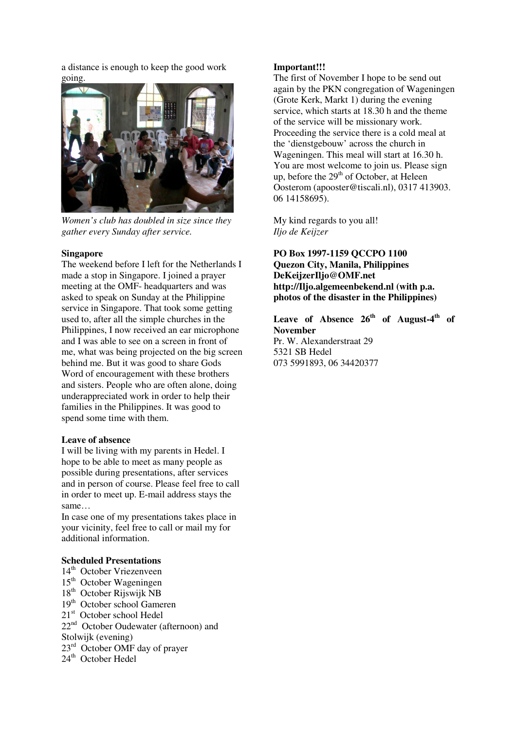a distance is enough to keep the good work going.

*Women's club has doubled in size since they gather every Sunday after service.*

**Singapore**

The weekend before I left for the Netherlands I made a stop in Singapore. I joined a prayer meeting at the OMF- headquarters and was asked to speak on Sunday at the Philippine service in Singapore. That took some getting used to, after all the simple churches in the Philippines, I now received an ear microphone and I was able to see on a screen in front of me, what was being projected on the big screen behind me. But it was good to share Gods Word of encouragement with these brothers and sisters. People who are often alone, doing underappreciated work in order to help their families in the Philippines. It was good to spend some time with them.

**Leave of absence**

I will be living with my parents in Hedel. I hope to be able to meet as many people as possible during presentations, after services and in person of course. Please feel free to call in order to meet up. E-mail address stays the same…

In case one of my presentations takes place in your vicinity, feel free to call or mail my for additional information.

**Scheduled Presentations**

14th October Vriezenveen
15th October Wageningen
18th October Rijswijk NB
19th October school Gameren
21st October school Hedel
22nd October Oudewater (afternoon) and Stolwijk (evening)
23rd October OMF day of prayer
24th October Hedel

**Important!!!**

The first of November I hope to be send out again by the PKN congregation of Wageningen (Grote Kerk, Markt 1) during the evening service, which starts at 18.30 h and the theme of the service will be missionary work. Proceeding the service there is a cold meal at the 'dienstgebouw' across the church in Wageningen. This meal will start at 16.30 h. You are most welcome to join us. Please sign up, before the 29th of October, at Heleen Oosterom (apooster@tiscali.nl), 0317 413903. 06 14158695).

My kind regards to you all!
*Iljo de Keijzer*

**PO Box 1997-1159 QCCPO 1100**
**Quezon City, Manila, Philippines**
**DeKeijzerIljo@OMF.net**
**http://Iljo.algemeenbekend.nl (with p.a. photos of the disaster in the Philippines)**

**Leave of Absence 26th of August-4th of November**
Pr. W. Alexanderstraat 29
5321 SB Hedel
073 5991893, 06 34420377